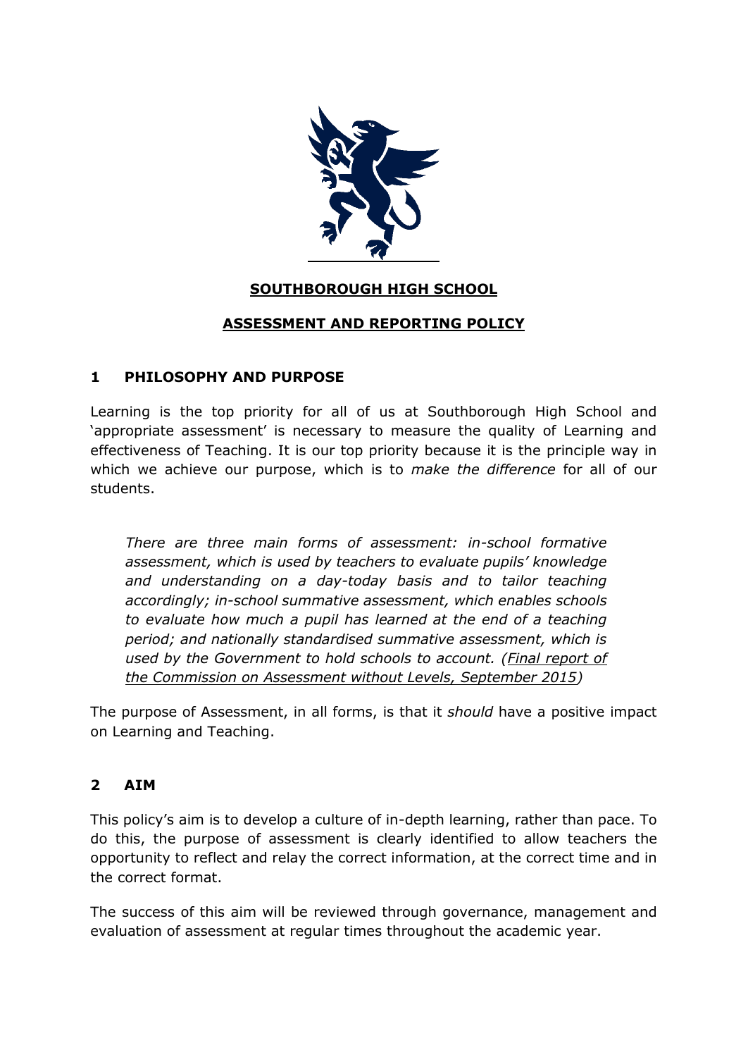# SOUTHBOROUGH HIGH SCHOOL

## ASSESSMENT AND REPORTING POLICY

### 1 PHILOSOPHY AND PURPOSE

Learning is the top priority for all of us at Southborough High School and 'appropriate assessment' is necessary to measure the quality of Learning and effectiveness of Teaching. It is our top priority because it is the principle way in which we achieve our purpose, which is to *make the difference* for all of our students.

> *There are three main forms of assessment: in-school formative assessment, which is used by teachers to evaluate pupils' knowledge and understanding on a day-today basis and to tailor teaching accordingly; in-school summative assessment, which enables schools to evaluate how much a pupil has learned at the end of a teaching period; and nationally standardised summative assessment, which is used by the Government to hold schools to account. (Final report of the Commission on Assessment without Levels, September 2015)*

The purpose of Assessment, in all forms, is that it *should* have a positive impact on Learning and Teaching.

### 2 AIM

This policy's aim is to develop a culture of in-depth learning, rather than pace. To do this, the purpose of assessment is clearly identified to allow teachers the opportunity to reflect and relay the correct information, at the correct time and in the correct format.

The success of this aim will be reviewed through governance, management and evaluation of assessment at regular times throughout the academic year.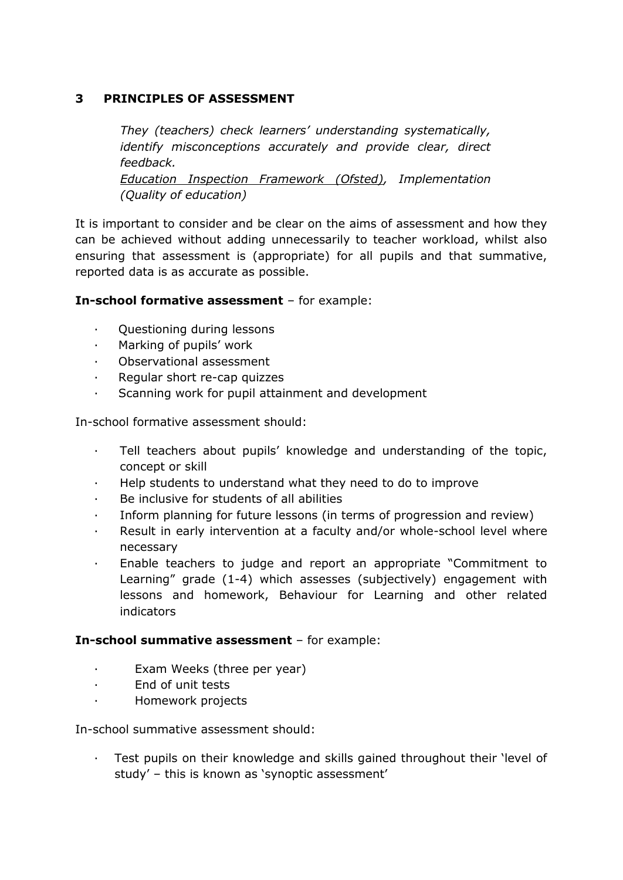## 3 PRINCIPLES OF ASSESSMENT

> *They (teachers) check learners' understanding systematically, identify misconceptions accurately and provide clear, direct feedback.*
> *Education Inspection Framework (Ofsted), Implementation (Quality of education)*

It is important to consider and be clear on the aims of assessment and how they can be achieved without adding unnecessarily to teacher workload, whilst also ensuring that assessment is (appropriate) for all pupils and that summative, reported data is as accurate as possible.

**In-school formative assessment** – for example:

- Questioning during lessons
- Marking of pupils' work
- Observational assessment
- Regular short re-cap quizzes
- Scanning work for pupil attainment and development

In-school formative assessment should:

- Tell teachers about pupils' knowledge and understanding of the topic, concept or skill
- Help students to understand what they need to do to improve
- Be inclusive for students of all abilities
- Inform planning for future lessons (in terms of progression and review)
- Result in early intervention at a faculty and/or whole-school level where necessary
- Enable teachers to judge and report an appropriate "Commitment to Learning" grade (1-4) which assesses (subjectively) engagement with lessons and homework, Behaviour for Learning and other related indicators

**In-school summative assessment** – for example:

- Exam Weeks (three per year)
- End of unit tests
- Homework projects

In-school summative assessment should:

- Test pupils on their knowledge and skills gained throughout their 'level of study' – this is known as 'synoptic assessment'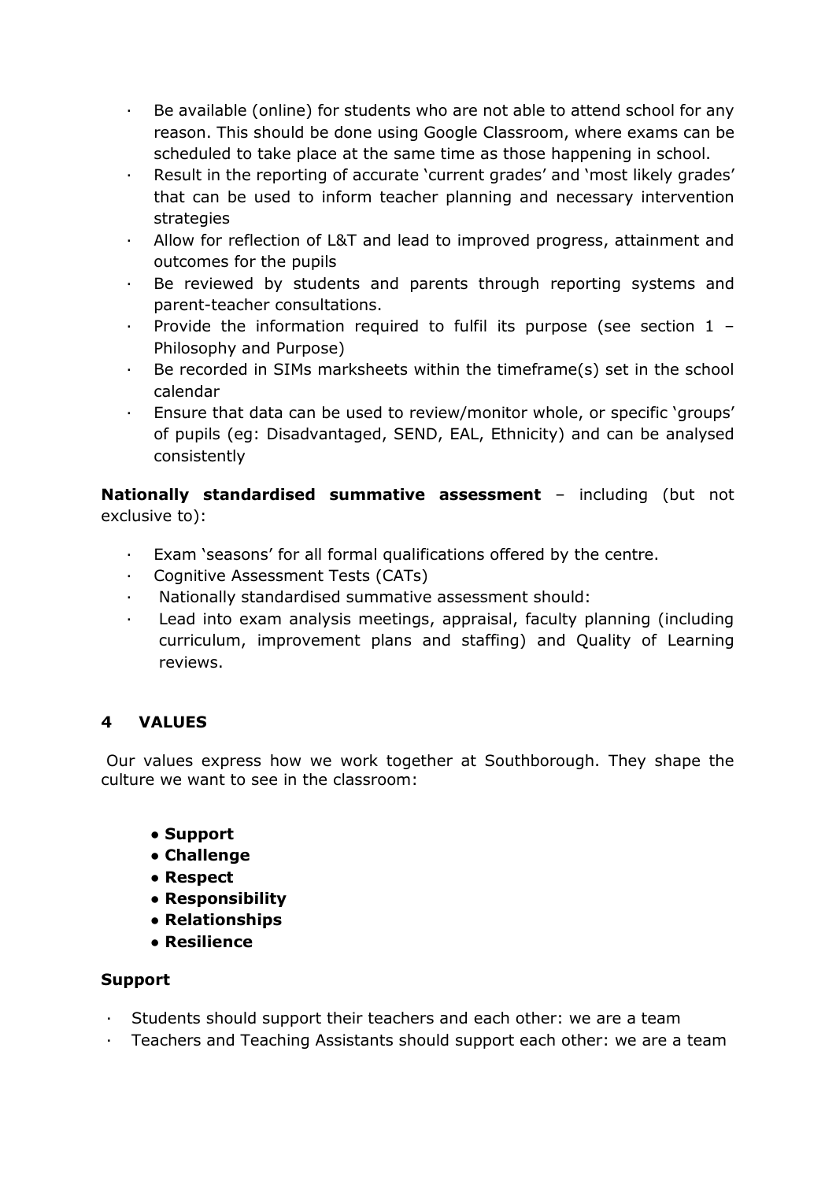- Be available (online) for students who are not able to attend school for any reason. This should be done using Google Classroom, where exams can be scheduled to take place at the same time as those happening in school.
- Result in the reporting of accurate 'current grades' and 'most likely grades' that can be used to inform teacher planning and necessary intervention strategies
- Allow for reflection of L&T and lead to improved progress, attainment and outcomes for the pupils
- Be reviewed by students and parents through reporting systems and parent-teacher consultations.
- Provide the information required to fulfil its purpose (see section 1 – Philosophy and Purpose)
- Be recorded in SIMs marksheets within the timeframe(s) set in the school calendar
- Ensure that data can be used to review/monitor whole, or specific 'groups' of pupils (eg: Disadvantaged, SEND, EAL, Ethnicity) and can be analysed consistently

**Nationally standardised summative assessment** – including (but not exclusive to):

- Exam 'seasons' for all formal qualifications offered by the centre.
- Cognitive Assessment Tests (CATs)
- Nationally standardised summative assessment should:
- Lead into exam analysis meetings, appraisal, faculty planning (including curriculum, improvement plans and staffing) and Quality of Learning reviews.

## 4 VALUES

Our values express how we work together at Southborough. They shape the culture we want to see in the classroom:

- **Support**
- **Challenge**
- **Respect**
- **Responsibility**
- **Relationships**
- **Resilience**

**Support**

- Students should support their teachers and each other: we are a team
- Teachers and Teaching Assistants should support each other: we are a team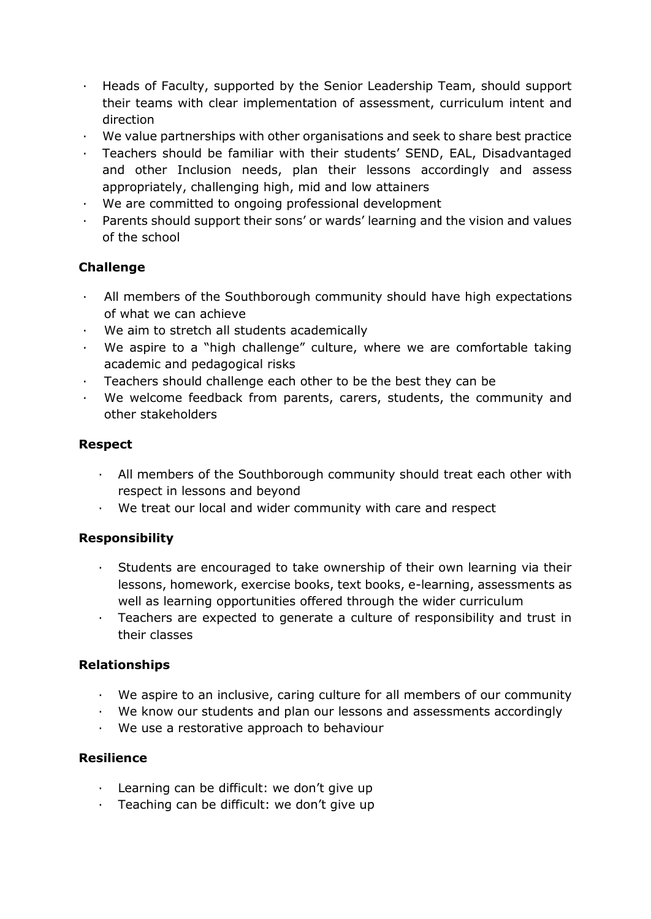- Heads of Faculty, supported by the Senior Leadership Team, should support their teams with clear implementation of assessment, curriculum intent and direction
- We value partnerships with other organisations and seek to share best practice
- Teachers should be familiar with their students' SEND, EAL, Disadvantaged and other Inclusion needs, plan their lessons accordingly and assess appropriately, challenging high, mid and low attainers
- We are committed to ongoing professional development
- Parents should support their sons' or wards' learning and the vision and values of the school

**Challenge**

- All members of the Southborough community should have high expectations of what we can achieve
- We aim to stretch all students academically
- We aspire to a "high challenge" culture, where we are comfortable taking academic and pedagogical risks
- Teachers should challenge each other to be the best they can be
- We welcome feedback from parents, carers, students, the community and other stakeholders

**Respect**

- All members of the Southborough community should treat each other with respect in lessons and beyond
- We treat our local and wider community with care and respect

**Responsibility**

- Students are encouraged to take ownership of their own learning via their lessons, homework, exercise books, text books, e-learning, assessments as well as learning opportunities offered through the wider curriculum
- Teachers are expected to generate a culture of responsibility and trust in their classes

**Relationships**

- We aspire to an inclusive, caring culture for all members of our community
- We know our students and plan our lessons and assessments accordingly
- We use a restorative approach to behaviour

**Resilience**

- Learning can be difficult: we don't give up
- Teaching can be difficult: we don't give up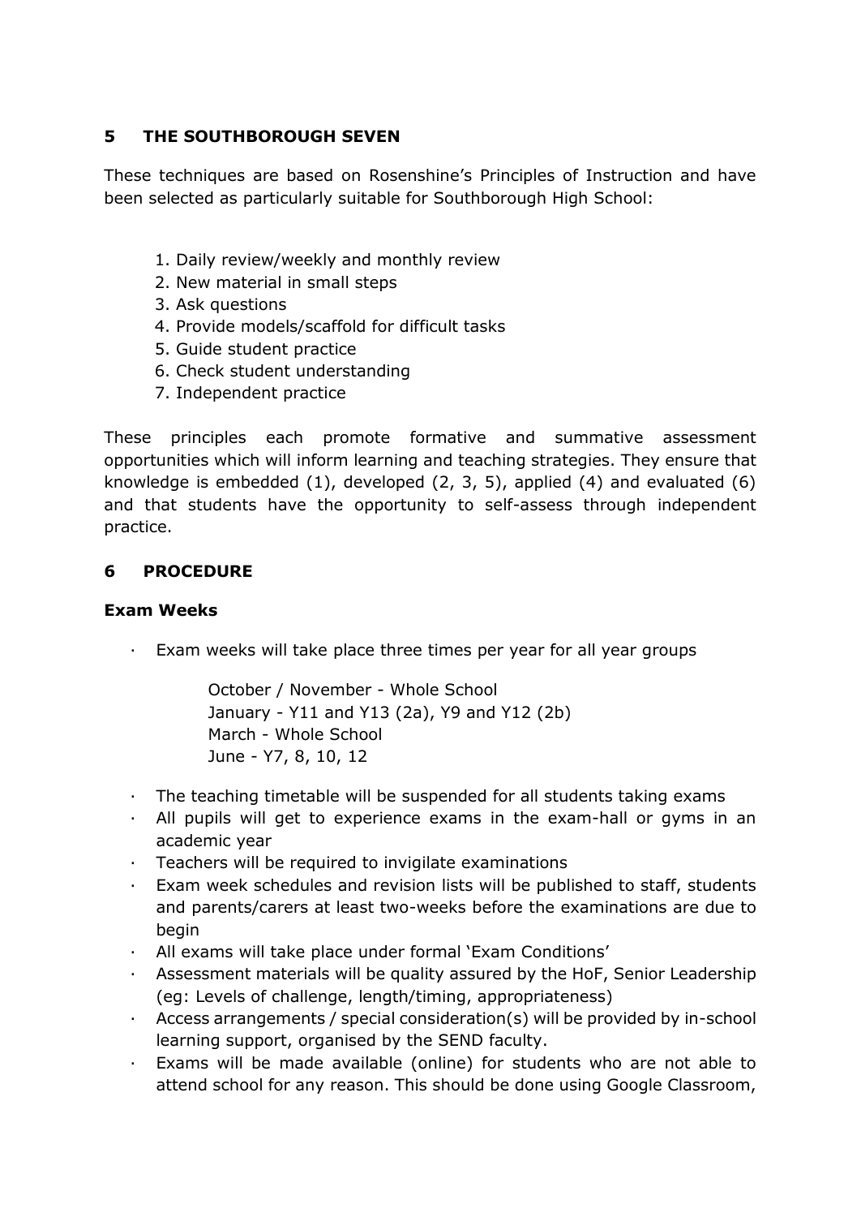## 5 THE SOUTHBOROUGH SEVEN

These techniques are based on Rosenshine's Principles of Instruction and have been selected as particularly suitable for Southborough High School:

1. Daily review/weekly and monthly review
2. New material in small steps
3. Ask questions
4. Provide models/scaffold for difficult tasks
5. Guide student practice
6. Check student understanding
7. Independent practice

These principles each promote formative and summative assessment opportunities which will inform learning and teaching strategies. They ensure that knowledge is embedded (1), developed (2, 3, 5), applied (4) and evaluated (6) and that students have the opportunity to self-assess through independent practice.

## 6 PROCEDURE

### Exam Weeks

- Exam weeks will take place three times per year for all year groups

  October / November - Whole School
  January - Y11 and Y13 (2a), Y9 and Y12 (2b)
  March - Whole School
  June - Y7, 8, 10, 12

- The teaching timetable will be suspended for all students taking exams
- All pupils will get to experience exams in the exam-hall or gyms in an academic year
- Teachers will be required to invigilate examinations
- Exam week schedules and revision lists will be published to staff, students and parents/carers at least two-weeks before the examinations are due to begin
- All exams will take place under formal 'Exam Conditions'
- Assessment materials will be quality assured by the HoF, Senior Leadership (eg: Levels of challenge, length/timing, appropriateness)
- Access arrangements / special consideration(s) will be provided by in-school learning support, organised by the SEND faculty.
- Exams will be made available (online) for students who are not able to attend school for any reason. This should be done using Google Classroom,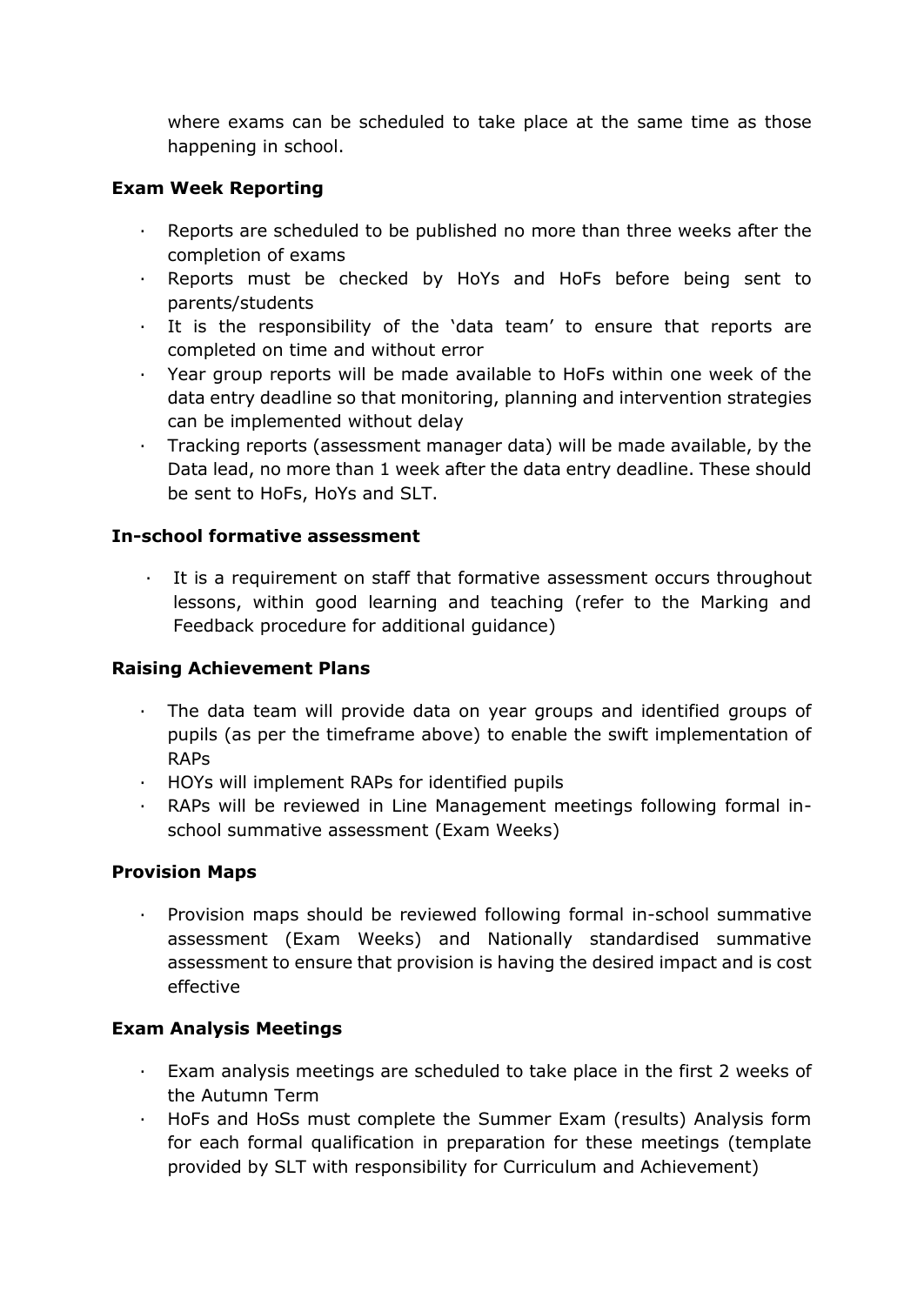where exams can be scheduled to take place at the same time as those happening in school.

**Exam Week Reporting**

- Reports are scheduled to be published no more than three weeks after the completion of exams
- Reports must be checked by HoYs and HoFs before being sent to parents/students
- It is the responsibility of the 'data team' to ensure that reports are completed on time and without error
- Year group reports will be made available to HoFs within one week of the data entry deadline so that monitoring, planning and intervention strategies can be implemented without delay
- Tracking reports (assessment manager data) will be made available, by the Data lead, no more than 1 week after the data entry deadline. These should be sent to HoFs, HoYs and SLT.

**In-school formative assessment**

- It is a requirement on staff that formative assessment occurs throughout lessons, within good learning and teaching (refer to the Marking and Feedback procedure for additional guidance)

**Raising Achievement Plans**

- The data team will provide data on year groups and identified groups of pupils (as per the timeframe above) to enable the swift implementation of RAPs
- HOYs will implement RAPs for identified pupils
- RAPs will be reviewed in Line Management meetings following formal in-school summative assessment (Exam Weeks)

**Provision Maps**

- Provision maps should be reviewed following formal in-school summative assessment (Exam Weeks) and Nationally standardised summative assessment to ensure that provision is having the desired impact and is cost effective

**Exam Analysis Meetings**

- Exam analysis meetings are scheduled to take place in the first 2 weeks of the Autumn Term
- HoFs and HoSs must complete the Summer Exam (results) Analysis form for each formal qualification in preparation for these meetings (template provided by SLT with responsibility for Curriculum and Achievement)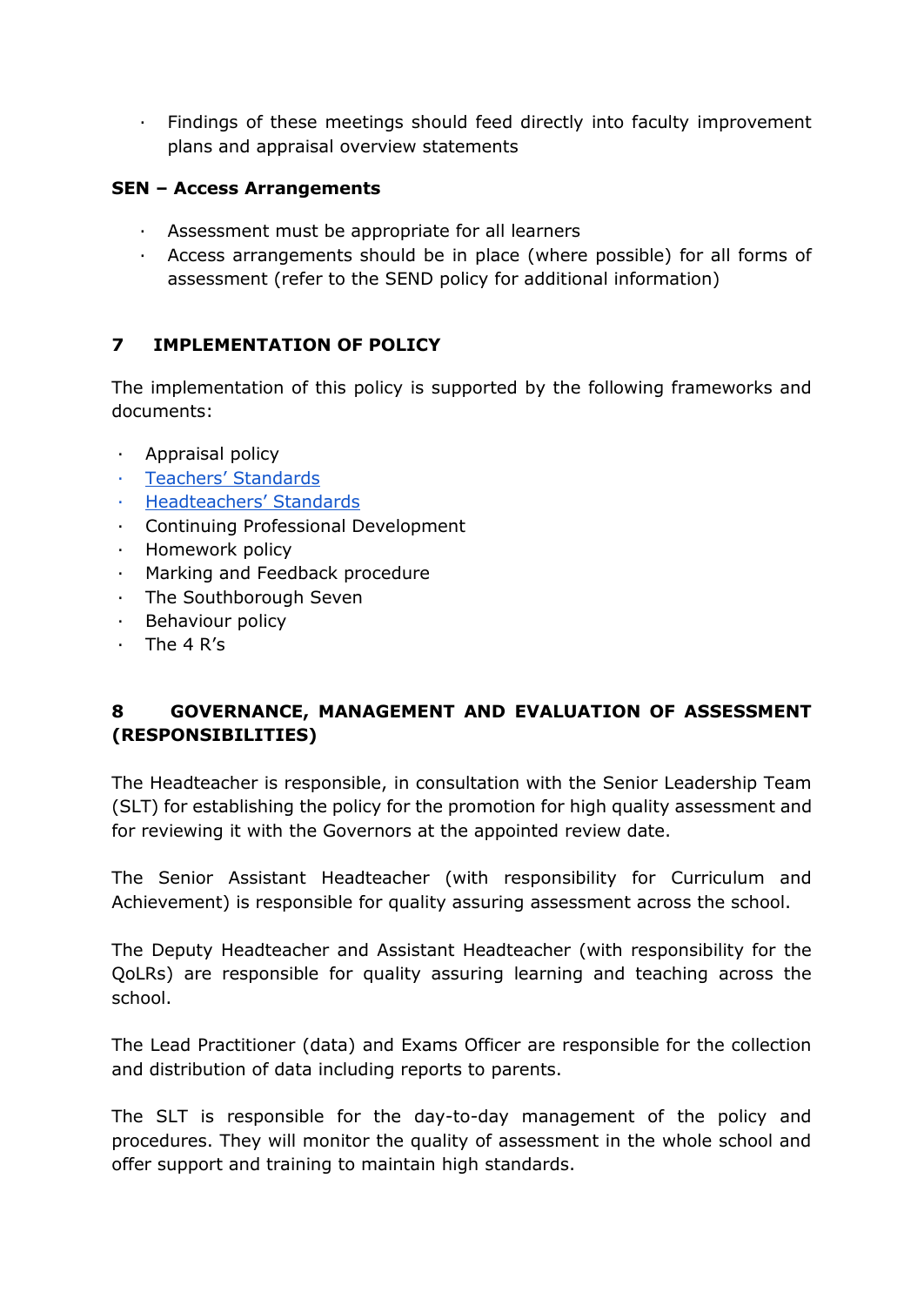- Findings of these meetings should feed directly into faculty improvement plans and appraisal overview statements

**SEN – Access Arrangements**

- Assessment must be appropriate for all learners
- Access arrangements should be in place (where possible) for all forms of assessment (refer to the SEND policy for additional information)

## 7 IMPLEMENTATION OF POLICY

The implementation of this policy is supported by the following frameworks and documents:

- Appraisal policy
- Teachers' Standards
- Headteachers' Standards
- Continuing Professional Development
- Homework policy
- Marking and Feedback procedure
- The Southborough Seven
- Behaviour policy
- The 4 R's

## 8 GOVERNANCE, MANAGEMENT AND EVALUATION OF ASSESSMENT (RESPONSIBILITIES)

The Headteacher is responsible, in consultation with the Senior Leadership Team (SLT) for establishing the policy for the promotion for high quality assessment and for reviewing it with the Governors at the appointed review date.

The Senior Assistant Headteacher (with responsibility for Curriculum and Achievement) is responsible for quality assuring assessment across the school.

The Deputy Headteacher and Assistant Headteacher (with responsibility for the QoLRs) are responsible for quality assuring learning and teaching across the school.

The Lead Practitioner (data) and Exams Officer are responsible for the collection and distribution of data including reports to parents.

The SLT is responsible for the day-to-day management of the policy and procedures. They will monitor the quality of assessment in the whole school and offer support and training to maintain high standards.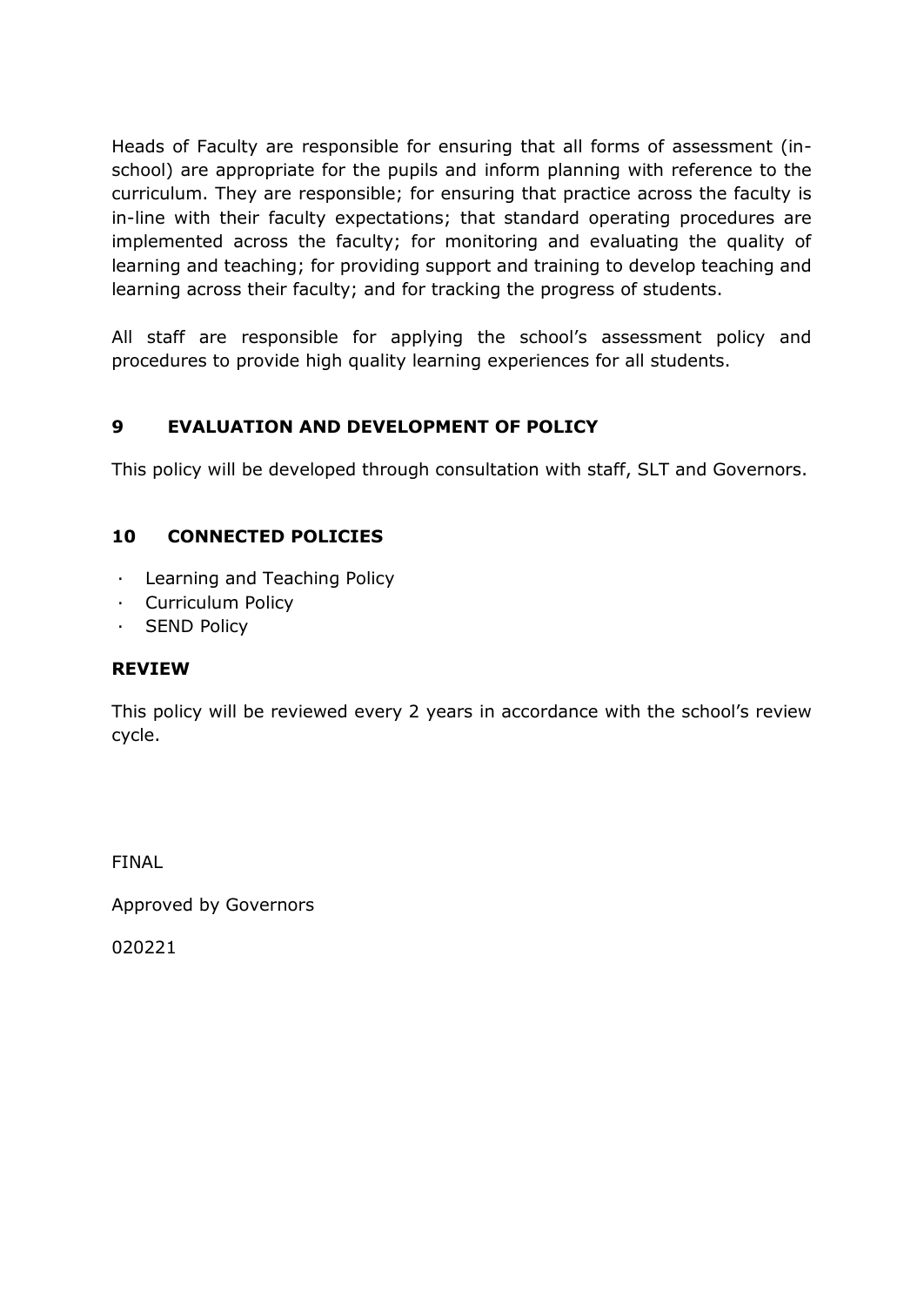Heads of Faculty are responsible for ensuring that all forms of assessment (in-school) are appropriate for the pupils and inform planning with reference to the curriculum. They are responsible; for ensuring that practice across the faculty is in-line with their faculty expectations; that standard operating procedures are implemented across the faculty; for monitoring and evaluating the quality of learning and teaching; for providing support and training to develop teaching and learning across their faculty; and for tracking the progress of students.

All staff are responsible for applying the school's assessment policy and procedures to provide high quality learning experiences for all students.

## 9 EVALUATION AND DEVELOPMENT OF POLICY

This policy will be developed through consultation with staff, SLT and Governors.

## 10 CONNECTED POLICIES

- Learning and Teaching Policy
- Curriculum Policy
- SEND Policy

## REVIEW

This policy will be reviewed every 2 years in accordance with the school's review cycle.

FINAL

Approved by Governors

020221